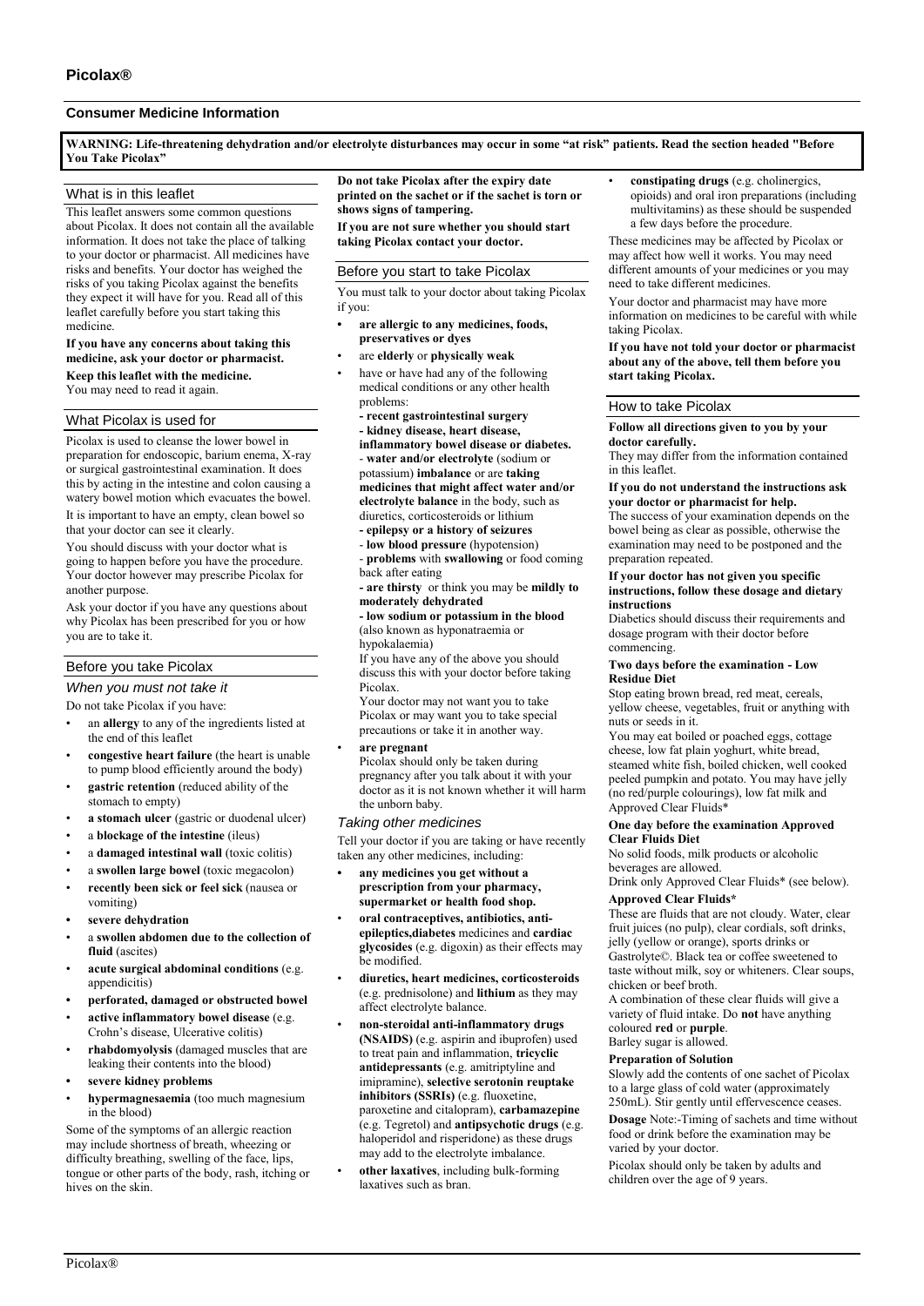# Picolax®

## Consumer Medicine Information

**WARNING: Life-threatening dehydration and/or electrolyte disturbances may occur in some "at risk" patients. Read the section headed "Before You Take Picolax"**

### What is in this leaflet

This leaflet answers some common questions about Picolax. It does not contain all the available information. It does not take the place of talking to your doctor or pharmacist. All medicines have risks and benefits. Your doctor has weighed the risks of you taking Picolax against the benefits they expect it will have for you. Read all of this leaflet carefully before you start taking this medicine.

**If you have any concerns about taking this medicine, ask your doctor or pharmacist.**

**Keep this leaflet with the medicine.**

You may need to read it again.

### What Picolax is used for

Picolax is used to cleanse the lower bowel in preparation for endoscopic, barium enema, X-ray or surgical gastrointestinal examination. It does this by acting in the intestine and colon causing a watery bowel motion which evacuates the bowel.

It is important to have an empty, clean bowel so that your doctor can see it clearly.

You should discuss with your doctor what is going to happen before you have the procedure. Your doctor however may prescribe Picolax for another purpose.

Ask your doctor if you have any questions about why Picolax has been prescribed for you or how you are to take it.

### Before you take Picolax

*When you must not take it*

Do not take Picolax if you have:

- an **allergy** to any of the ingredients listed at the end of this leaflet
- **congestive heart failure** (the heart is unable to pump blood efficiently around the body)
- **gastric retention** (reduced ability of the stomach to empty)
- **a stomach ulcer** (gastric or duodenal ulcer)
- a **blockage of the intestine** (ileus)
- a **damaged intestinal wall** (toxic colitis)
- a **swollen large bowel** (toxic megacolon)
- **recently been sick or feel sick** (nausea or vomiting)
- **severe dehydration**
- a **swollen abdomen due to the collection of fluid** (ascites)
- **acute surgical abdominal conditions** (e.g. appendicitis)
- **perforated, damaged or obstructed bowel**
- **active inflammatory bowel disease** (e.g. Crohn's disease, Ulcerative colitis)
- **rhabdomyolysis** (damaged muscles that are leaking their contents into the blood)
- **severe kidney problems**
- **hypermagnesaemia** (too much magnesium in the blood)

Some of the symptoms of an allergic reaction may include shortness of breath, wheezing or difficulty breathing, swelling of the face, lips, tongue or other parts of the body, rash, itching or hives on the skin.

**Do not take Picolax after the expiry date printed on the sachet or if the sachet is torn or shows signs of tampering.**

**If you are not sure whether you should start taking Picolax contact your doctor.**

### Before you start to take Picolax

You must talk to your doctor about taking Picolax if you:

- **are allergic to any medicines, foods, preservatives or dyes**
- are **elderly** or **physically weak**
- have or have had any of the following medical conditions or any other health problems:
  - **recent gastrointestinal surgery**
  - **kidney disease, heart disease, inflammatory bowel disease or diabetes.**
  - **water and/or electrolyte** (sodium or potassium) **imbalance** or are **taking medicines that might affect water and/or electrolyte balance** in the body, such as diuretics, corticosteroids or lithium
  - **epilepsy or a history of seizures**
  - **low blood pressure** (hypotension)
  - **problems** with **swallowing** or food coming back after eating
  - **are thirsty** or think you may be **mildly to moderately dehydrated**
  - **low sodium or potassium in the blood** (also known as hyponatraemia or hypokalaemia)

  If you have any of the above you should discuss this with your doctor before taking Picolax.

  Your doctor may not want you to take Picolax or may want you to take special precautions or take it in another way.
- **are pregnant**

  Picolax should only be taken during pregnancy after you talk about it with your doctor as it is not known whether it will harm the unborn baby.

*Taking other medicines*

Tell your doctor if you are taking or have recently taken any other medicines, including:

- **any medicines you get without a prescription from your pharmacy, supermarket or health food shop.**
- **oral contraceptives, antibiotics, anti-epileptics,diabetes** medicines and **cardiac glycosides** (e.g. digoxin) as their effects may be modified.
- **diuretics, heart medicines, corticosteroids** (e.g. prednisolone) and **lithium** as they may affect electrolyte balance.
- **non-steroidal anti-inflammatory drugs (NSAIDS)** (e.g. aspirin and ibuprofen) used to treat pain and inflammation, **tricyclic antidepressants** (e.g. amitriptyline and imipramine), **selective serotonin reuptake inhibitors (SSRIs)** (e.g. fluoxetine, paroxetine and citalopram), **carbamazepine** (e.g. Tegretol) and **antipsychotic drugs** (e.g. haloperidol and risperidone) as these drugs may add to the electrolyte imbalance.
- **other laxatives**, including bulk-forming laxatives such as bran.
- **constipating drugs** (e.g. cholinergics, opioids) and oral iron preparations (including multivitamins) as these should be suspended a few days before the procedure.

These medicines may be affected by Picolax or may affect how well it works. You may need different amounts of your medicines or you may need to take different medicines.

Your doctor and pharmacist may have more information on medicines to be careful with while taking Picolax.

**If you have not told your doctor or pharmacist about any of the above, tell them before you start taking Picolax.**

### How to take Picolax

**Follow all directions given to you by your doctor carefully.**

They may differ from the information contained in this leaflet.

**If you do not understand the instructions ask your doctor or pharmacist for help.**

The success of your examination depends on the bowel being as clear as possible, otherwise the examination may need to be postponed and the preparation repeated.

**If your doctor has not given you specific instructions, follow these dosage and dietary instructions**

Diabetics should discuss their requirements and dosage program with their doctor before commencing.

**Two days before the examination - Low Residue Diet**

Stop eating brown bread, red meat, cereals, yellow cheese, vegetables, fruit or anything with nuts or seeds in it.

You may eat boiled or poached eggs, cottage cheese, low fat plain yoghurt, white bread, steamed white fish, boiled chicken, well cooked peeled pumpkin and potato. You may have jelly (no red/purple colourings), low fat milk and Approved Clear Fluids*

**One day before the examination Approved Clear Fluids Diet**

No solid foods, milk products or alcoholic beverages are allowed.

Drink only Approved Clear Fluids* (see below).

**Approved Clear Fluids***

These are fluids that are not cloudy. Water, clear fruit juices (no pulp), clear cordials, soft drinks, jelly (yellow or orange), sports drinks or Gastrolyte©. Black tea or coffee sweetened to taste without milk, soy or whiteners. Clear soups, chicken or beef broth.

A combination of these clear fluids will give a variety of fluid intake. Do **not** have anything coloured **red** or **purple**.

Barley sugar is allowed.

**Preparation of Solution**

Slowly add the contents of one sachet of Picolax to a large glass of cold water (approximately 250mL). Stir gently until effervescence ceases.

**Dosage** Note:-Timing of sachets and time without food or drink before the examination may be varied by your doctor.

Picolax should only be taken by adults and children over the age of 9 years.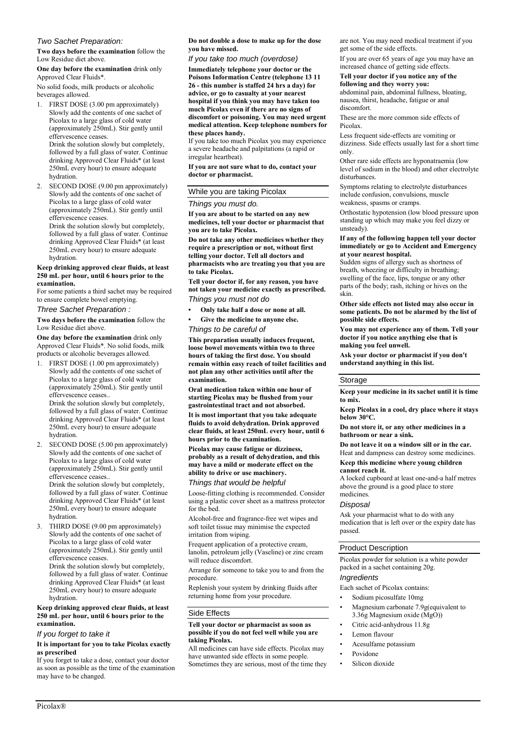### *Two Sachet Preparation:*

**Two days before the examination** follow the Low Residue diet above.

**One day before the examination** drink only Approved Clear Fluids*.

No solid foods, milk products or alcoholic beverages allowed.

1. FIRST DOSE (3.00 pm approximately) Slowly add the contents of one sachet of Picolax to a large glass of cold water (approximately 250mL). Stir gently until effervescence ceases.
   Drink the solution slowly but completely, followed by a full glass of water. Continue drinking Approved Clear Fluids* (at least 250mL every hour) to ensure adequate hydration.
2. SECOND DOSE (9.00 pm approximately) Slowly add the contents of one sachet of Picolax to a large glass of cold water (approximately 250mL). Stir gently until effervescence ceases.
   Drink the solution slowly but completely, followed by a full glass of water. Continue drinking Approved Clear Fluids* (at least 250mL every hour) to ensure adequate hydration.

**Keep drinking approved clear fluids, at least 250 mL per hour, until 6 hours prior to the examination.**

For some patients a third sachet may be required to ensure complete bowel emptying.

### *Three Sachet Preparation :*

**Two days before the examination** follow the Low Residue diet above.

**One day before the examination** drink only Approved Clear Fluids*. No solid foods, milk products or alcoholic beverages allowed.

1. FIRST DOSE (1.00 pm approximately) Slowly add the contents of one sachet of Picolax to a large glass of cold water (approximately 250mL). Stir gently until effervescence ceases..
   Drink the solution slowly but completely, followed by a full glass of water. Continue drinking Approved Clear Fluids* (at least 250mL every hour) to ensure adequate hydration.
2. SECOND DOSE (5.00 pm approximately) Slowly add the contents of one sachet of Picolax to a large glass of cold water (approximately 250mL). Stir gently until effervescence ceases..
   Drink the solution slowly but completely, followed by a full glass of water. Continue drinking Approved Clear Fluids* (at least 250mL every hour) to ensure adequate hydration.
3. THIRD DOSE (9.00 pm approximately) Slowly add the contents of one sachet of Picolax to a large glass of cold water (approximately 250mL). Stir gently until effervescence ceases.
   Drink the solution slowly but completely, followed by a full glass of water. Continue drinking Approved Clear Fluids* (at least 250mL every hour) to ensure adequate hydration.

**Keep drinking approved clear fluids, at least 250 mL per hour, until 6 hours prior to the examination.**

### *If you forget to take it*

**It is important for you to take Picolax exactly as prescribed**

If you forget to take a dose, contact your doctor as soon as possible as the time of the examination may have to be changed.

**Do not double a dose to make up for the dose you have missed.**

### *If you take too much (overdose)*

**Immediately telephone your doctor or the Poisons Information Centre (telephone 13 11 26 - this number is staffed 24 hrs a day) for advice, or go to casualty at your nearest hospital if you think you may have taken too much Picolax even if there are no signs of discomfort or poisoning. You may need urgent medical attention. Keep telephone numbers for these places handy.**

If you take too much Picolax you may experience a severe headache and palpitations (a rapid or irregular heartbeat).

**If you are not sure what to do, contact your doctor or pharmacist.**

## While you are taking Picolax

### *Things you must do.*

**If you are about to be started on any new medicines, tell your doctor or pharmacist that you are to take Picolax.**

**Do not take any other medicines whether they require a prescription or not, without first telling your doctor. Tell all doctors and pharmacists who are treating you that you are to take Picolax.**

**Tell your doctor if, for any reason, you have not taken your medicine exactly as prescribed.**

### *Things you must not do*

- **Only take half a dose or none at all.**
- **Give the medicine to anyone else.**

### *Things to be careful of*

**This preparation usually induces frequent, loose bowel movements within two to three hours of taking the first dose. You should remain within easy reach of toilet facilities and not plan any other activities until after the examination.**

**Oral medication taken within one hour of starting Picolax may be flushed from your gastrointestinal tract and not absorbed.**

**It is most important that you take adequate fluids to avoid dehydration. Drink approved clear fluids, at least 250mL every hour, until 6 hours prior to the examination.**

**Picolax may cause fatigue or dizziness, probably as a result of dehydration, and this may have a mild or moderate effect on the ability to drive or use machinery.**

### *Things that would be helpful*

Loose-fitting clothing is recommended. Consider using a plastic cover sheet as a mattress protector for the bed.

Alcohol-free and fragrance-free wet wipes and soft toilet tissue may minimise the expected irritation from wiping.

Frequent application of a protective cream, lanolin, petroleum jelly (Vaseline) or zinc cream will reduce discomfort.

Arrange for someone to take you to and from the procedure.

Replenish your system by drinking fluids after returning home from your procedure.

## Side Effects

**Tell your doctor or pharmacist as soon as possible if you do not feel well while you are taking Picolax.**

All medicines can have side effects. Picolax may have unwanted side effects in some people. Sometimes they are serious, most of the time they are not. You may need medical treatment if you get some of the side effects.

If you are over 65 years of age you may have an increased chance of getting side effects.

**Tell your doctor if you notice any of the following and they worry you:**

abdominal pain, abdominal fullness, bloating, nausea, thirst, headache, fatigue or anal discomfort.

These are the more common side effects of Picolax.

Less frequent side-effects are vomiting or dizziness. Side effects usually last for a short time only.

Other rare side effects are hyponatraemia (low level of sodium in the blood) and other electrolyte disturbances.

Symptoms relating to electrolyte disturbances include confusion, convulsions, muscle weakness, spasms or cramps.

Orthostatic hypotension (low blood pressure upon standing up which may make you feel dizzy or unsteady).

**If any of the following happen tell your doctor immediately or go to Accident and Emergency at your nearest hospital.**

Sudden signs of allergy such as shortness of breath, wheezing or difficulty in breathing; swelling of the face, lips, tongue or any other parts of the body; rash, itching or hives on the skin.

**Other side effects not listed may also occur in some patients. Do not be alarmed by the list of possible side effects.**

**You may not experience any of them. Tell your doctor if you notice anything else that is making you feel unwell.**

**Ask your doctor or pharmacist if you don't understand anything in this list.**

## Storage

**Keep your medicine in its sachet until it is time to mix.**

**Keep Picolax in a cool, dry place where it stays below 30°C.**

**Do not store it, or any other medicines in a bathroom or near a sink.**

**Do not leave it on a window sill or in the car.** Heat and dampness can destroy some medicines.

**Keep this medicine where young children cannot reach it.**

A locked cupboard at least one-and-a half metres above the ground is a good place to store medicines.

### *Disposal*

Ask your pharmacist what to do with any medication that is left over or the expiry date has passed.

## Product Description

Picolax powder for solution is a white powder packed in a sachet containing 20g.

### *Ingredients*

Each sachet of Picolax contains:

- Sodium picosulfate 10mg
- Magnesium carbonate 7.9g(equivalent to 3.36g Magnesium oxide ($MgO$))
- Citric acid-anhydrous 11.8g
- Lemon flavour
- Acesulfame potassium
- Povidone
- Silicon dioxide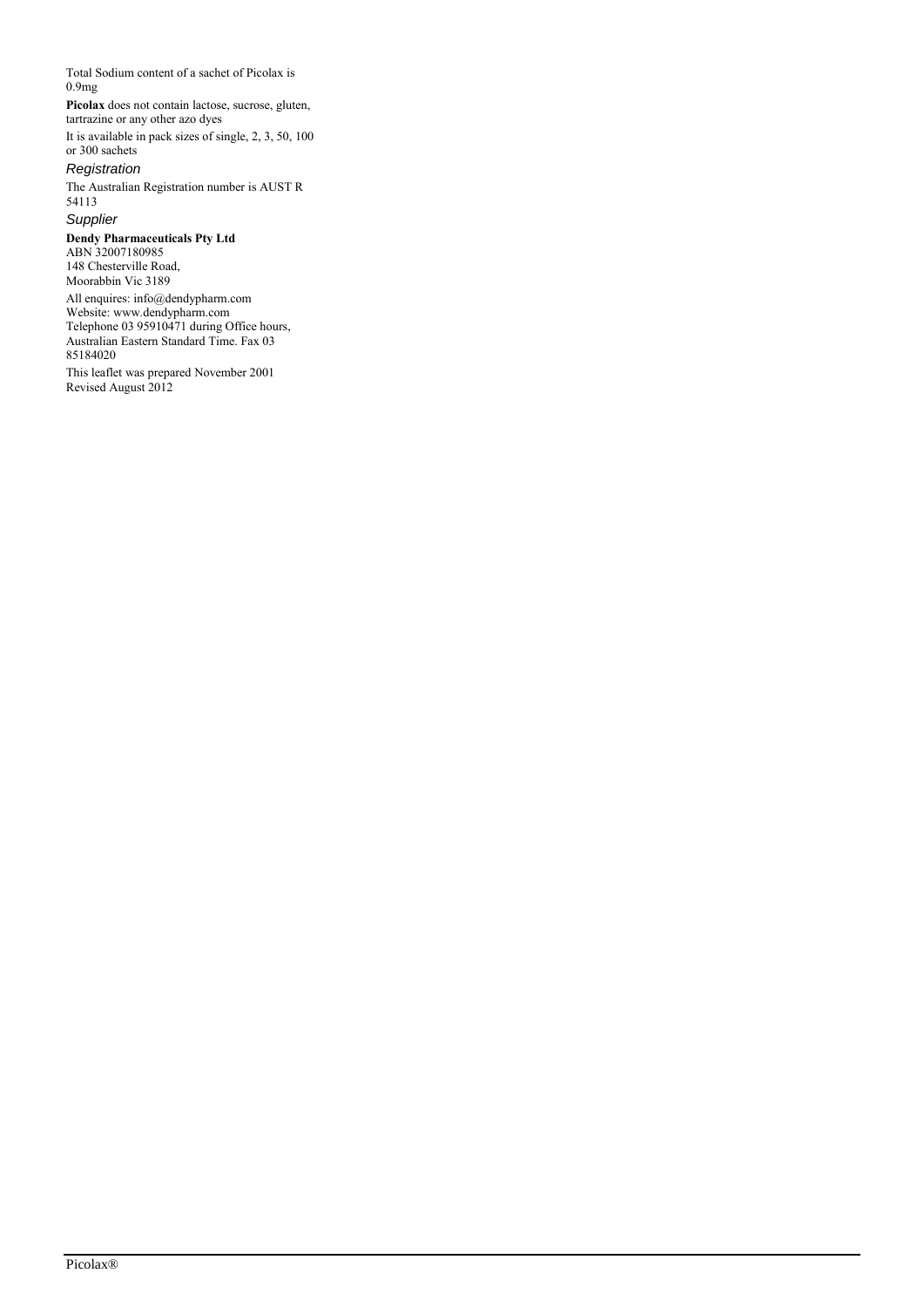Total Sodium content of a sachet of Picolax is 0.9mg

**Picolax** does not contain lactose, sucrose, gluten, tartrazine or any other azo dyes

It is available in pack sizes of single, 2, 3, 50, 100 or 300 sachets

### *Registration*

The Australian Registration number is AUST R 54113

### *Supplier*

**Dendy Pharmaceuticals Pty Ltd**
ABN 32007180985
148 Chesterville Road,
Moorabbin Vic 3189

All enquires: info@dendypharm.com
Website: www.dendypharm.com
Telephone 03 95910471 during Office hours, Australian Eastern Standard Time. Fax 03 85184020

This leaflet was prepared November 2001
Revised August 2012